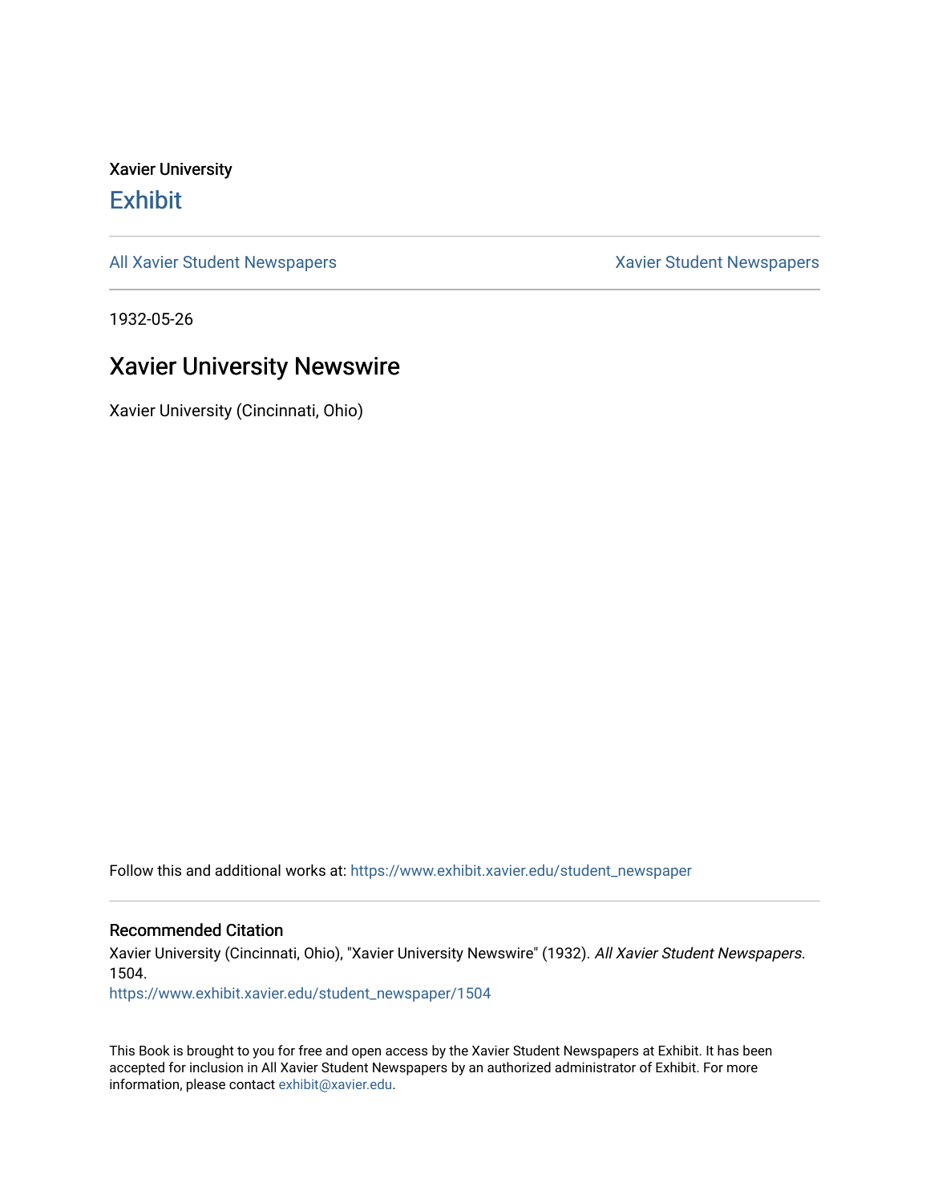Xavier University

# Exhibit

All Xavier Student Newspapers | Xavier Student Newspapers

1932-05-26

## Xavier University Newswire

Xavier University (Cincinnati, Ohio)

Follow this and additional works at: https://www.exhibit.xavier.edu/student_newspaper

### Recommended Citation

Xavier University (Cincinnati, Ohio), "Xavier University Newswire" (1932). *All Xavier Student Newspapers*. 1504.
https://www.exhibit.xavier.edu/student_newspaper/1504

This Book is brought to you for free and open access by the Xavier Student Newspapers at Exhibit. It has been accepted for inclusion in All Xavier Student Newspapers by an authorized administrator of Exhibit. For more information, please contact exhibit@xavier.edu.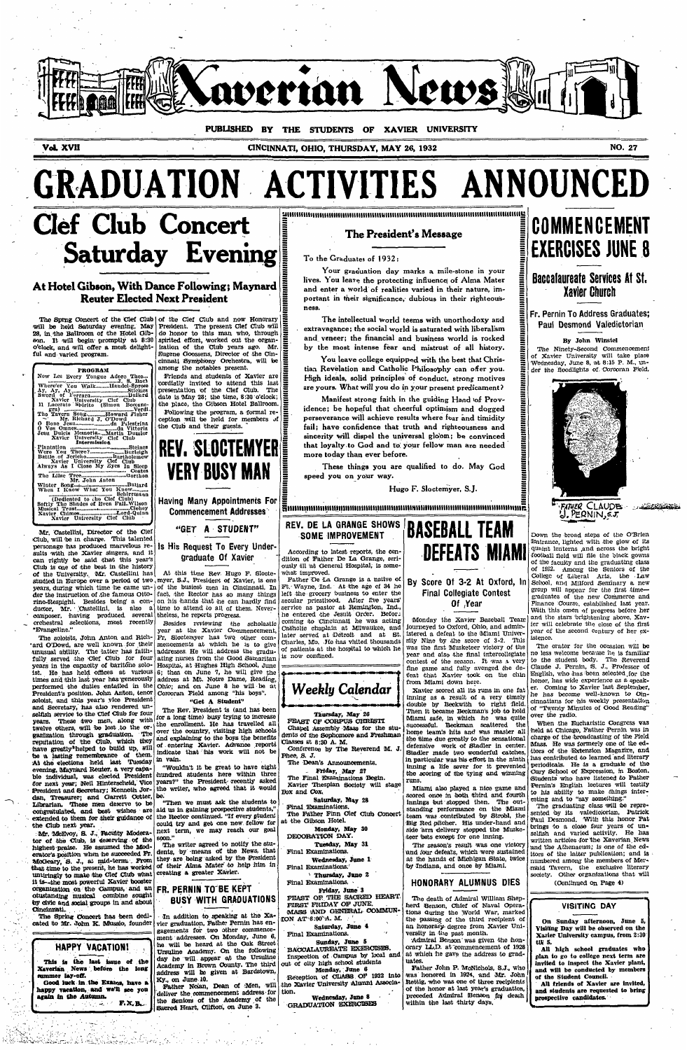# Xaverian News

PUBLISHED BY THE STUDENTS OF XAVIER UNIVERSITY

Vol. XVII — CINCINNATI, OHIO, THURSDAY, MAY 26, 1932 — NO. 27

# GRADUATION ACTIVITIES ANNOUNCED

## Clef Club Concert Saturday Evening

### At Hotel Gibson, With Dance Following; Maynard Reuter Elected Next President

The Spring Concert of the Clef Club will be held Saturday evening, May 28, in the Ballroom of the Hotel Gibson. It will begin promptly at 8:30 o'clock, and will offer a most delightful and varied program.

**PROGRAM**

Now Let Every Tongue Adore Thee....J. S. Bach
Where'er You Walk.........Handel-Sprose
Ay, Ay, Ay...........................Stickles
Sword of Ferrara...........................Bullard
Xavier University Clef Club
Il Lacerato Spirito (Simon Boccanegra)...........................Verdi
The Tavern Song............Howard Fisher
Mr. Richard J. O'Dowd
O Bone Jesu.......................da Palestrina
O Vos Omnes.......................da Vittoria
Jesu Dulcis Memoria.....Martin Dunstor
Xavier University Clef Club
Intermission
Plantation..........................Steiner
Were You There?........................Burleigh
Battle of Jericho................Bartholomew
Xavier University Clef Club
Always As I Close My Eyes In Sleep
.........................................Coates
The Lilac Tree............................Gorthon
Mr. John Anton
Winter Song..............................Bullard
When I Know What You Know............
..........................................Schirrmann
(Dedicated to the Clef Club)
Softly The Shades of Even Fall..Wilson
Musical Trust..............................Clokey
Xavier Chimes......................Lord-Quinn
Xavier University Clef Club

Mr. Castellini, Director of the Clef Club, will be in charge. This talented personage has produced marvelous results with the Xavier singers, and it can rightly be said that this year's Club is one of the best in the history of the University. Mr. Castellini has studied in Europe over a period of two years, during which time he came under the instruction of the famous Ottorino-Respighi. Besides being a conductor, Mr. Castellini is also a composer, having produced several orchestral selections, most recently "Evangeline."

The soloists, John Anton and Richard O'Dowd, are well known for their unusual ability. The latter has faithfully served the Clef Club for four years in the capacity of baritone soloist. He has held offices at various times and this last year has generously performed the duties entailed in the President's position. John Anton, tenor soloist, and this year's vice President and secretary, has also rendered unselfish service to the Clef Club for four years. These two men, along with twelve others, will be lost to the organization through graduation. The reputation of the Club, which they have greatly helped to build up, will be a lasting remembrance of them. At the elections held last Tuesday evening, Maynard Reuter, a very capable individual, was elected President for next year; Neil Hinterschied, Vice President and Secretary; Kenneth Jordan, Treasurer; and Garrett Cotter, Librarian. These men deserve to be congratulated, and best wishes are extended to them for their guidance of the Club next year.

Mr. McEvoy, S. J., Faculty Moderator of the Club, is deserving of the highest praise. He assumed the Moderator's position when he succeeded Fr. McGeary, S. J., at mid-term. From that time to the present, he has worked untiringly to make the Clef Club what it is—the most powerful Xavier booster organization on the Campus, and an outstanding musical combine sought by civic and social groups in and about Cincinnati.

The Spring Concert has been dedicated to Mr. John K. Mussio, founder of the Clef Club and now Honorary President. The present Clef Club will do honor to this man who, through spirited effort, worked out the organization of the Club years ago. Mr. Eugene Goossens, Director of the Cincinnati Symphony Orchestra, will be among the notables present.

Friends and students of Xavier are cordially invited to attend this last presentation of the Clef Club. The date is May 28; the time, 8:30 o'clock; the place, the Gibson Hotel Ballroom.

Following the program, a formal reception will be held for members of the Club and their guests.

**HAPPY VACATION!**

This is the last issue of the Xaverian News before the long summer lay-off.

Good luck in the Exams, have a happy vacation, and we'll see you again in the Autumn.

F.X.B.

## REV. SLOCTEMYER VERY BUSY MAN

### Having Many Appointments For Commencement Addresses

### "GET A STUDENT"

### Is His Request To Every Undergraduate Of Xavier

At this time Rev. Hugo F. Sloctemyer, S.J., President of Xavier, is one of the busiest men in Cincinnati. In fact, the Rector has so many things on his hands that he can hardly find time to attend to all of them. Nevertheless, he reports progress.

Besides reviewing the scholastic year at the Xavier Commencement, Fr. Sloctemyer has two other commencements at which he is to give addresses. He will address the graduating nurses from the Good Samaritan Hospital, at Hughes High School, June 6; then on June 7, he will give the address at Mt. Notre Dame, Reading, Ohio; and on June 8 he will be at Corcoran Field among "his boys".

**"Get A Student"**

The Rev. President is (and has been for a long time) busy trying to increase the enrollment. He has travelled all over the country, visiting high schools and explaining to the boys the benefits of entering Xavier. Advance reports indicate that this work will not be in vain.

"Wouldn't it be great to have eight hundred students here within three years?" the President recently asked the writer, who agreed that it would be.

"Then we must ask the students to aid us in gaining prospective students," the Rector continued. "If every student could try and get one new fellow for next term, we may reach our goal soon."

The writer agreed to notify the students, by means of the News, that they are being asked by the President of their Alma Mater to help him in creating a greater Xavier.

## FR. PERNIN TO BE KEPT BUSY WITH GRADUATIONS

In addition to speaking at the Xavier graduation, Father Pernin has engagements for two other commencement addresses. On Monday, June 6, he will be heard at the Oak Street Ursuline Academy. On the following day he will appear at the Ursuline Academy in Brown County. The third address will be given at Bardstown, Ky., on June 10.

Father Nolan, Dean of Men, will deliver the commencement address for the Seniors of the Academy of the Sacred Heart, Clifton, on June 3.

## The President's Message

To the Graduates of 1932:

Your graduation day marks a mile-stone in your lives. You leave the protecting influence of Alma Mater and enter a world of realities varied in their nature, important in their significance, dubious in their righteousness.

The intellectual world teems with unorthodoxy and extravagance; the social world is saturated with liberalism and veneer; the financial and business world is rocked by the most intense fear and mistrust of all history.

You leave college equipped with the best that Christian Revelation and Catholic Philosophy can offer you. High ideals, solid principles of conduct, strong motives are yours. What will you do in your present predicament?

Manifest strong faith in the guiding Hand of Providence; be hopeful that cheerful optimism and dogged perseverance will achieve results where fear and timidity fail; have confidence that truth and righteousness and sincerity will dispel the universal gloom; be convinced that loyalty to God and to your fellow man are needed more today than ever before.

These things you are qualified to do. May God speed you on your way.

Hugo F. Sloctemyer, S.J.

## REV. DE LA GRANGE SHOWS SOME IMPROVEMENT

According to latest reports, the condition of Father De La Grange, seriously ill at General Hospital, is somewhat improved.

Father De La Grange is a native of Ft. Wayne, Ind. At the age of 34 he left the grocery business to enter the secular priesthood. After five years' service as pastor at Remington, Ind., he entered the Jesuit Order. Before coming to Cincinnati he was acting Catholic chaplain at Milwaukee, and later served at Detroit and at St. Charles, Mo. He has visited thousands of patients at the hospital to which he is now confined.

## Weekly Calendar

**Thursday, May 26**
FEAST OF CORPUS CHRISTI
Chapel Assembly Mass for the students of the Sophomore and Freshman Classes at 8:30 A. M.
Conference by The Reverend M. J. Phee, S. J.
The Dean's Announcements.

**Friday, May 27**
The Final Examinations Begin.
Xavier Thespian Society will stage Box and Cox.

**Saturday, May 28**
Final Examinations.
The Father Finn Clef Club Concert at the Gibson Hotel.

**Monday, May 30**
DECORATION DAY.

**Tuesday, May 31**
Final Examinations.

**Wednesday, June 1**
Final Examinations.

**Thursday, June 2**
Final Examinations.

**Friday, June 3**
FEAST OF THE SACRED HEART.
FIRST FRIDAY OF JUNE.
MASS AND GENERAL COMMUNION AT 8:00 A. M.

**Saturday, June 4**
Final Examinations.

**Sunday, June 5**
BACCALAUREATE EXERCISES.
Inspection of Campus by local and out of city high school students

**Monday, June 6**
Reception of CLASS OF 1932 into the Xavier University Alumni Association.

**Wednesday, June 8**
GRADUATION EXERCISES

## BASEBALL TEAM DEFEATS MIAMI

### By Score Of 3-2 At Oxford, In Final Collegiate Contest Of Year

Monday the Xavier Baseball Team journeyed to Oxford, Ohio, and administered a defeat to the Miami University Nine by the score of 3-2. This was the first Musketeer victory of the year and also the final intercollegiate contest of the season. It was a very fine game and fully avenged the defeat that Xavier took on the chin from Miami down here.

Xavier scored all its runs in one fat inning as a result of a very timely double by Beckwith to right field. Then it became Beckman's job to hold Miami safe, in which he was quite successful. Beckman scattered the home team's hits and was master all the time due greatly to the sensational defensive work of Stadler in center. Stadler made two wonderful catches, in particular was his effort in the ninth inning a life saver for it prevented the scoring of the tying and winning runs.

Miami also played a nice game and scored once in both third and fourth innings but stopped then. The outstanding performance on the Miami team was contributed by Strobl, the Big Red pitcher. His under-hand and side arm delivery stopped the Musketeer bats except for one inning.

The season's result was one victory and four defeats, which were sustained at the hands of Michigan State, twice by Indiana, and once by Miami.

## HONORARY ALUMNUS DIES

The death of Admiral William Shepherd Benson, Chief of Naval Operations during the World War, marked the passing of the third recipient of an honorary degree from Xavier University in the past month.

Admiral Benson was given the honorary LL.D. at commencement of 1928 at which he gave the address to graduates.

Father John P. McNichols, S.J., who was honored in 1924, and Mr. John Rettig, who was one of three recipients of the honor at last year's graduation, preceded Admiral Benson in death within the last thirty days.

## COMMENCEMENT EXERCISES JUNE 8

### Baccalaureate Services At St. Xavier Church

### Fr. Pernin To Address Graduates; Paul Desmond Valedictorian

By John Winstel

The Ninety-Second Commencement of Xavier University will take place Wednesday, June 8, at 8:15 P. M., under the floodlights of Corcoran Field.

FATHER CLAUDE J. PERNIN, S.J.

Down the broad steps of the O'Brien Entrance, lighted with the glow of its quaint lanterns and across the bright football field will file the black gowns of the faculty and the graduating class of 1932. Among the Seniors of the College of Liberal Arts, the Law School, and Milford Seminary a new group will appear for the first time—graduates of the new Commerce and Finance Course, established last year. With this omen of progress before her and the stars brightening above, Xavier will celebrate the close of the first year of the second century of her existence.

The orator for the occasion will be no less welcome because he is familiar to the student body. The Reverend Claude J. Pernin, S. J., Professor of English, who has been selected for the honor, has wide experience as a speaker. Coming to Xavier last September, he has become well-known to Cincinnatians for his weekly presentation of "Twenty Minutes of Good Reading" over the radio.

When the Eucharistic Congress was held at Chicago, Father Pernin was in charge of the broadcasting of the Field Mass. He was formerly one of the editors of the Extension Magazine, and has contributed to learned and literary periodicals. He is a graduate of the Cury School of Expression, in Boston. Students who have listened to Father Pernin's English lectures will testify to his ability to make things interesting and to "say something."

The graduating class will be represented by its valedictorian, Patrick Paul Desmond. With this honor Pat brings to a close four years of unselfish and varied activity. He has written articles for the Xaverian News and the Athenaeum; is one of the editors of the latter publication; and is numbered among the members of Mermaid Tavern, the exclusive literary society. Other organizations that will

(Continued on Page 4)

**VISITING DAY**

On Sunday afternoon, June 5, Visiting Day will be observed on the Xavier University campus, from 2:30 till 5.

All high school graduates who plan to go to college next term are invited to inspect the Xavier plant, and will be conducted by members of the Student Council.

All friends of Xavier are invited, and students are requested to bring prospective candidates.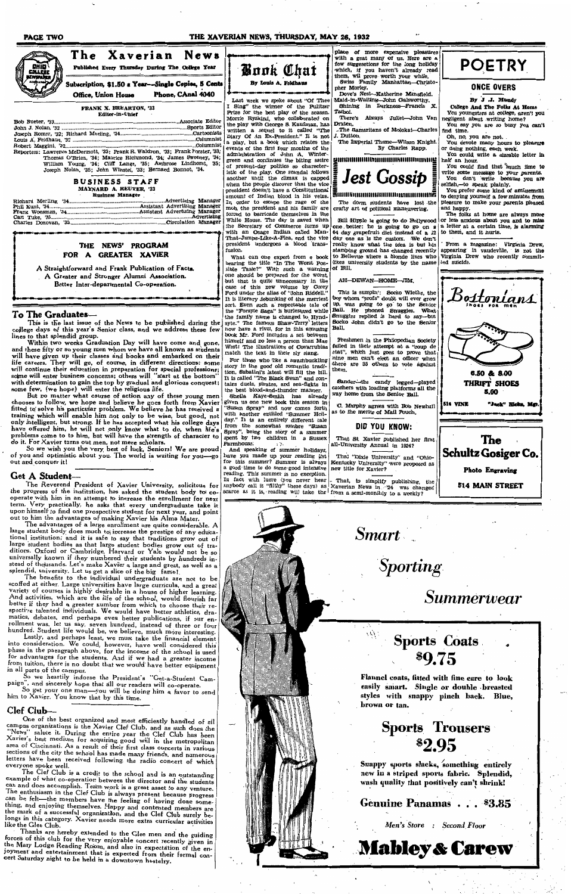# The Xavierian News

Published Every Thursday During The College Year

Subscription, $1.50 a Year—Single Copies, 5 Cents

Office, Union House — Phone, CAnal 4040

**FRANK X. BREARTON, '33**
Editor-in-Chief

Bob Bueter, '33 ........ Associate Editor
John J. Nolan, '32 ........ Sports Editor
Joseph Romer, '32; Richard Merling, '34 ........ Cartoonists
Louis A. Feldhaus, '32 ........ Columnist
Robert Maggini, '32 ........ Columnist

Reporters: Lawrence McDermott, '33; Frank R. Waldron, '33; Frank Forster, '33; Thomas O'Brien, '34; Maurice Richmond, '34; James Sweeney, '34; William Young, '34; Cliff Langs, '35; Ambrose Lindhorst, '35; Joseph Nolan, '35; John Winstel, '33; Bernard Bonnot, '34.

**BUSINESS STAFF**

**MAYNARD A. REUTER, '33**
Business Manager

Richard Merling, '34 ........ Advertising Manager
Phil Kunz, '34 ........ Assistant Advertising Manager
Frank Wossman, '34 ........ Assistant Advertising Manager
Cam Tuke, '35 ........ Advertising
Charles Donovan, '33 ........ Circulation Manager

**THE NEWS' PROGRAM FOR A GREATER XAVIER**

A Straightforward and Frank Publication of Facts.
A Greater and Stronger Alumni Association.
Better Inter-departmental Co-operation.

## To The Graduates—

This is the last issue of the News to be published during the college days of this year's Senior class, and we address these few lines to that splendid group.

Within two weeks Graduation Day will have come and gone, and these fifty or so young men whom we have all known as students will have given up their classes and books and embarked on their life careers. They will go, of course, in different directions: some will continue their education in preparation for special professions; some will enter business concerns; others will "start at the bottom" with determination to gain the top by gradual and glorious conquest; some few, (we hope) will enter the religious life.

But no matter what course of action any of these young men chooses to follow, we hope and believe he goes forth from Xavier fitted to solve his particular problem. We believe he has received a training which will enable him not only to be wise, but good, not only intelligent, but strong. If he has accepted what his college days have offered him, he will not only know what to do, when life's problems come to to him, but will have the strength of character to do it. For Xavier turns out men, not mere scholars.

So we wish you the very best of luck, Seniors! We are proud of you and optimistic about you. The world is waiting for you—go out and conquer it!

## Get A Student—

The Reverend President of Xavier University, solicitous for the progress of the institution, has asked the student body to co-operate with him in an attempt to increase the enrollment for next term. Very practically, he asks that every undergraduate take it upon himself to find one prospective student for next year, and point out to him the advantages of making Xavier his Alma Mater.

The advantages of a large enrollment are quite considerable. A large student body does much to increase the prestige of any educational institution; and it is safe to say that traditions grow out of large student bodies as that large student bodies grow out of traditions. Oxford or Cambridge, Harvard or Yale would not be so universally known if they numbered their students by hundreds instead of thousands. Let's make Xavier a large and great, as well as a splendid, university. Let us get a slice of the big fame!

The benefits to the individual undergraduate are not to be scoffed at either. Large universities have large curricula, and a great variety of courses is highly desirable in a house of higher learning. And activities, which are the life of the school, would flourish far better if they had a greater number from which to choose their respective talented individuals. We would have better athletics, dramatics, debates, and perhaps even better publications, if our enrollment was, let us say, seven hundred, instead of three or four hundred. Student life would be, we believe, much more interesting.

Lastly, and perhaps least, we must take the financial element into consideration. We could, however, have well considered this phase in the paragraph above, for the income of the school is used for advantages for the students. And if we had a greater income from tuition, there is no doubt that we would have better equipment in all parts of the campus.

So we heartily indorse the President's "Get-a-Student Campaign", and sincerely hope that all our readers will co-operate.

So get your one man—you will be doing him a favor to send him to Xavier. You know that by this time.

## Clef Club—

One of the best organized and most efficiently handled of all campus organizations is the Xavier Clef Club, and as such does the "News" salute it. During the entire year the Clef Club has been Xavier's best medium for acquiring good will in the metropolitan area of Cincinnati. As a result of their first class concerts in various sections of the city the school has made many friends, and numerous letters have been received following the radio concert of which everyone spoke well.

The Clef Club is a credit to the school and is an outstanding example of what co-operation between the director and the students can and does accomplish. Team work is a great asset to any venture. The enthusiasm in the Clef Club is always present because progress can be felt—the members have the feeling of having done something, and enjoying themselves. Happy and contented members are the mark of a successful organization, and the Clef Club surely belongs in this category. Xavier needs more extra curricular activities like the Clef Club.

Thanks are hereby extended to the Glee men and the guiding forces of this club for the very enjoyable concert recently given in the Mary Lodge Reading Room, and also in expectation of the enjoyment and entertainment that is expected from their formal concert Saturday night to be held in a downtown hostelry.

# Book Chat

By Louis A. Feldhaus

Last week we spoke about "Of Thee I Sing" the winner of the Pulitzer Prize for the best play of the season. Morrie Ryskind, who collaborated on the play with George S. Kaufman, has written a sequel to it called "The Diary Of An Ex-President." It is not a play, but a book which relates the events of the first four months of the administration of John A. Wintergreen and continues the biting satire of present-day politics so characteristic of the play. One scandal follows another until the climax is capped when the people discover that the vice president doesn't have a Constitutional amount of Indian blood in his veins. In order to escape the rage of the mob, the president and his family are forced to barricade themselves in the White House. The day is saved when the Secretary of Commerce turns up with an Osage Indian called Man-That-Jumps-Like-A-Flea, and the vice president undergoes a blood transfusion.

What can one expect from a book bearing the title "In The Worst Possible Taste?" With such a warning one should be prepared for the worst, but that is quite unnecessary in the case of this new volume by Corey Ford under the alias of "John Riddell." It is literary debunking of the merriest sort. Even such a respectable tale of the "Forsyte Saga" is burlesqued while the family name is changed to Hyndsyte." The famous Shaw-Terry letters now have a rival, for in this amusing book Mr. Ford includes a set between himself and no less a person than Mae West! The illustrations of Covarrubias match the text in their sly slang.

For those who like a swashbuckling story in the good old romantic tradition, Sabatini's latest will fill the bill. It is called "The Black Swan" and contains duels, pirates, and sea-fights in the best blood-and-thunder manner.

Sheila Kaye-Smith has already given us one new book this season in "Susan Spray" and now comes forth with another entitled "Summer Holiday." It is an entirely different tale from the somewhat sombre "Susan Spray", being the story of a summer spent by two children in a Sussex Farmhouse.

And speaking of summer holidays, have you made up your reading list for this summer? Summer is always a good time to do some good intensive reading. This summer is no exception. In fact with lucre (you never hear anybody call it "filthy" these days) as scarce as it is, reading will take the place of more expensive pleasures with a great many of us. Here are a few suggestions for the long holiday which, if you haven't already read them, will prove worth your while.

Swiss Family Manhattan—Christopher Morley.

Dove's Nest—Katherine Mansfield.

Maid-in-Waiting—John Galsworthy.

Shining in Darkness—Francis X. Talbot.

There's Always Juliet—John Van Druten.

The Samaritans of Molokai—Charles J. Dutton.

The Imperial Theme—Wilson Knight.

By Charles Rapp.

# Jest Gossip

The dorm students have lost the crafty art of political maneuvering.

Bill Hipple is going to do Hollywood one better: he is going to go on a 84 day grapefruit diet instead of a 18 day one as is the custom. We don't really know what the idea is but his stamping ground has changed recently to Bellevue where a blonde lives who likes university students by the name of Bill.

AH—DEWAN—HOME—JIM.

This is sumpin': Socko Wiethe, the boy whom "profs" doubt will ever grow up, was going to go to the Senior Ball. He phoned Snuggles. What Snuggles replied is hard to say—but Socko John didn't go to the Senior Ball.

Freshmen in the Philopedian Society failed in their attempt at a "coup de etat", which just goes to prove that nine men can't elect an officer when there are 35 others to vote against them.

Sander—the candy legged—played catchers with loading platforms all the way home from the Senior Ball.

C. Murphy agrees with Bob Newhall as to the merits of Mail Pouch.

## DID YOU KNOW:

That St. Xavier published her first all-University Annual in 1924?

That "Dixie University" and "Ohio-Kentucky University" were proposed as new title for Xavier?

That, to simplify publishing, the Xaverian News in '24 was changed from a semi-monthly to a weekly?

# POETRY

## ONCE OVERS

By J. J. Mundy

**College And The Folks At Home**

You youngsters at college, aren't you negligent about writing home?

You say you are so busy you can't find time.

Oh, no, you are not.

You devote many hours to pleasure or doing nothing, each week.

You could write a sizable letter in half an hour.

You could find that much time to write some message to your parents.

You don't write because you are selfish,—to speak plainly.

You prefer some kind of amusement to denying yourself a few minutes from pleasure to make your parents pleased and happy.

The folks at home are always more or less anxious about you and to miss a letter at a certain time, is alarming to them, and it hurts.

From a magazine: Virginia Drew, appearing in vaudeville, is not the Virginia Drew who recently committed suicide.

**Bostonians** SHOES FOR MEN

6.50 & 8.00

THRIFT SHOES 5.00

514 VINE — "Jack" Hicks, Mgr.

**The Schultz Gosiger Co.**

Photo Engraving

514 MAIN STREET

*Smart*

*Sporting*

*Summerwear*

**Sports Coats $9.75**

Flannel coats, fitted with fine care to look easily smart. Single or double breasted styles with snappy pinch back. Blue, brown or tan.

**Sports Trousers $2.95**

Snappy sports slacks, something entirely new in a striped sports fabric. Splendid, wash quality that positively can't shrink!

**Genuine Panamas . . . $3.85**

*Men's Store : Second Floor*

**Mabley & Carew**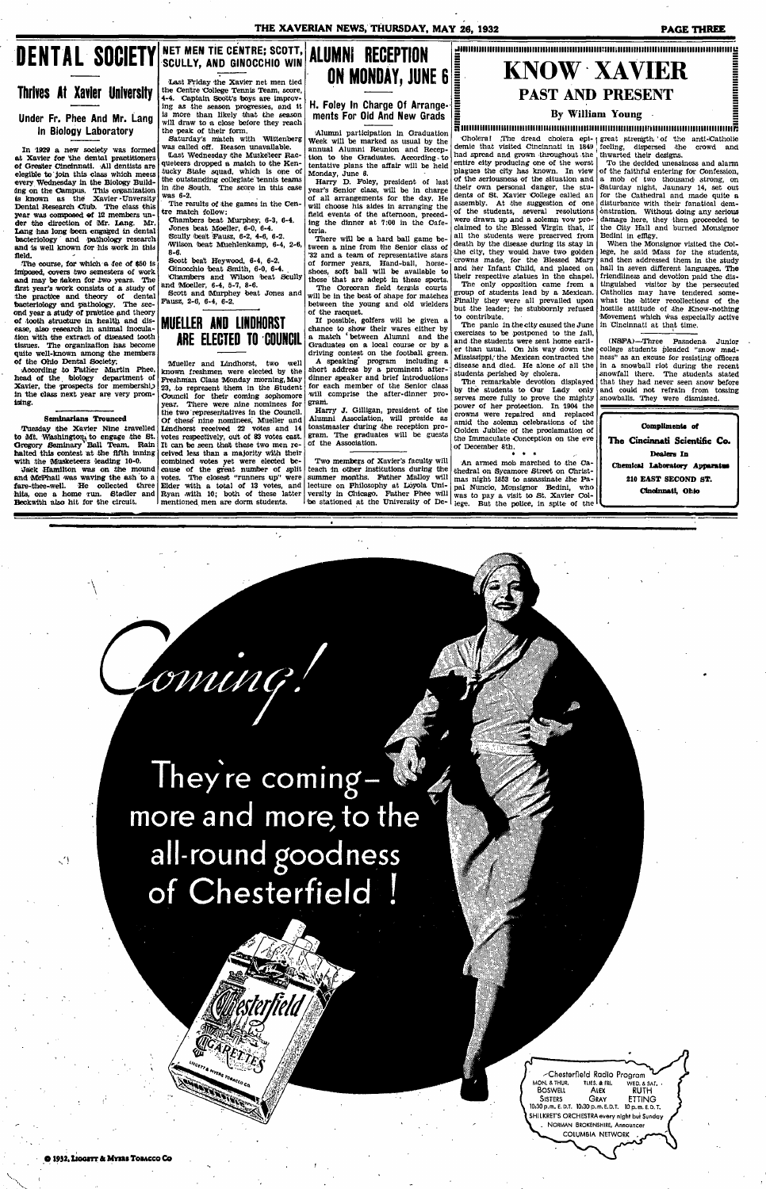# DENTAL SOCIETY

## Thrives At Xavier University

### Under Fr. Phee And Mr. Lang In Biology Laboratory

In 1929 a new society was formed at Xavier for the dental practitioners of Greater Cincinnati. All dentists are elegible to join this class which meets every Wednesday in the Biology Building on the Campus. This organization is known as the Xavier-University Dental Research Club. The class this year was composed of 12 members under the direction of Mr. Lang. Mr. Lang has long been engaged in dental bacteriology and pathology research and is well known for his work in this field.

The course, for which a fee of $50 is imposed, covers two semesters of work and may be taken for two years. The first year's work consists of a study of the practice and theory of dental bacteriology and pathology. The second year a study of practice and theory of tooth structure in health and disease, also research in animal inoculation with the extract of diseased tooth tissues. The organization has become quite well-known among the members of the Ohio Dental Society.

According to Father Martin Phee, head of the biology department of Xavier, the prospects for membership in the class next year are very promising.

### Seminarians Trounced

Tuesday the Xavier Nine travelled to Mt. Washington to engage the St. Gregory Seminary Ball Team. Rain halted this contest at the fifth inning with the Musketeers leading 10-0.

Jack Hamilton was on the mound and McPhail was waving the ash to a fare-thee-well. He collected three hits, one a home run. Stadler and Beckwith also hit for the circuit.

# NET MEN TIE CENTRE; SCOTT, SCULLY, AND GINOCCHIO WIN

Last Friday the Xavier net men tied the Centre College Tennis Team, score, 4-4. Captain Scott's boys are improving as the season progresses, and it is more than likely that the season will draw to a close before they reach the peak of their form.

Saturday's match with Wittenberg was called off. Reason unavailable.

Last Wednesday the Musketeer Racqueteers dropped a match to the Kentucky State squad, which is one of the outstanding collegiate tennis teams in the South. The score in this case was 6-2.

The results of the games in the Centre match follow:

Chambers beat Murphey, 6-3, 6-4.
Jones beat Moeller, 6-0, 6-4.
Scully beat Fausz, 6-2, 4-6, 6-2.
Wilson beat Muehlenkamp, 6-4, 2-6, 8-6.
Scott beat Heywood, 6-4, 6-2.
Ginocchio beat Smith, 6-0, 6-4.
Chambers and Wilson beat Scully and Moeller, 6-4, 5-7, 8-6.
Scott and Murphey beat Jones and Fausz, 2-6, 6-4, 6-2.

# MUELLER AND LINDHORST ARE ELECTED TO COUNCIL

Mueller and Lindhorst, two well known freshmen were elected by the Freshman Class Monday morning, May 23, to represent them in the Student Council for their coming sophomore year. There were nine nominees for the two representatives in the Council. Of these nine nominees, Mueller and Lindhorst received 22 votes and 14 votes respectively, out of 83 votes cast. It can be seen that these two men received less than a majority with their combined votes yet were elected because of the great number of split votes. The closest "runners up" were Elder with a total of 13 votes, and Ryan with 10; both of these latter mentioned men are dorm students.

# ALUMNI RECEPTION ON MONDAY, JUNE 6

### H. Foley In Charge Of Arrangements For Old And New Grads

Alumni participation in Graduation Week will be marked as usual by the annual Alumni Reunion and Reception to the Graduates. According to tentative plans the affair will be held Monday, June 6.

Harry D. Foley, president of last year's Senior class, will be in charge of all arrangements for the day. He will choose his aides in arranging the field events of the afternoon, preceding the dinner at 7:00 in the Cafeteria.

There will be a hard ball game between a nine from the Senior class of '32 and a team of representative stars of former years. Hand-ball, horseshoes, soft ball will be available to those that are adept in these sports. The Corcoran field tennis courts will be in the best of shape for matches between the young and old wielders of the racquet.

If possible, golfers will be given a chance to show their wares either by a match between Alumni and the Graduates on a local course or by a driving contest on the football green.

A speaking program including a short address by a prominent after-dinner speaker and brief introductions for each member of the Senior class will comprise the after-dinner program.

Harry J. Gilligan, president of the Alumni Association, will preside as toastmaster during the reception program. The graduates will be guests of the Association.

Two members of Xavier's faculty will teach in other institutions during the summer months. Father Malloy will lecture on Philosophy at Loyola University in Chicago. Father Phee will be stationed at the University of De-

# KNOW XAVIER

## PAST AND PRESENT

### By William Young

Cholera! The dread cholera epidemic that visited Cincinnati in 1849 had spread and grown throughout the entire city producing one of the worst plagues the city has known. In view of the seriousness of the situation and their own personal danger, the students of St. Xavier College called an assembly. At the suggestion of one of the students, several resolutions were drawn up and a solemn vow proclaimed to the Blessed Virgin that, if all the students were preserved from death by the disease during its stay in the city, they would have two golden crowns made, for the Blessed Mary and her Infant Child, and placed on their respective statues in the chapel.

The only opposition came from a group of students lead by a Mexican. Finally they were all prevailed upon but the leader; he stubbornly refused to contribute.

The panic in the city caused the June exercises to be postponed to the fall, and the students were sent home earlier than usual. On his way down the Mississippi, the Mexican contracted the disease and died. He alone of all the students perished by cholera.

The remarkable devotion displayed by the students to Our Lady only serves more fully to prove the mighty power of her protection. In 1904 the crowns were repaired and replaced amid the solemn celebrations of the Golden Jubilee of the proclamation of the Immaculate Conception on the eve of December 8th.

\* \* \*

An armed mob marched to the Cathedral on Sycamore Street on Christmas night 1853 to assassinate the Papal Nuncio, Monsignor Bedini, who was to pay a visit to St. Xavier College. But the police, in spite of the great strength of the anti-Catholic feeling, dispersed the crowd and thwarted their designs.

To the decided uneasiness and alarm of the faithful entering for Confession, a mob of two thousand strong, on Saturday night, Jaunary 14, set out for the Cathedral and made quite a disturbance with their fanatical demonstration. Without doing any serious damage here, they then proceeded to the City Hall and burned Monsignor Bedini in effigy.

When the Monsignor visited the College, he said Mass for the students, and then addressed them in the study hall in seven different languages. The friendliness and devotion paid the distinguished visitor by the persecuted Catholics may have tendered somewhat the bitter recollections of the hostile attitude of the Know-nothing Movement which was especially active in Cincinnati at that time.

(NSFA)—Three Pasadena Junior college students pleaded "snow madness" as an excuse for resisting officers in a snowball riot during the recent snowfall there. The students stated that they had never seen snow before and could not refrain from tossing snowballs. They were dismissed.

**Compliments of**
**The Cincinnati Scientific Co.**
Dealers In
**Chemical Laboratory Apparatus**
210 EAST SECOND ST.
Cincinnati, Ohio

Coming!

They're coming—more and more, to the all-round goodness of Chesterfield!

Chesterfield Radio Program
MON. & THUR. BOSWELL SISTERS 10:30 p.m. E.D.T. | TUES. & FRI. ALEX GRAY 10:30 p.m. E.D.T. | WED. & SAT. RUTH ETTING 10 p.m. E.D.T.
SHILKRET'S ORCHESTRA every night but Sunday
NORMAN BROKENSHIRE, Announcer
COLUMBIA NETWORK

© 1932, Liggett & Myers Tobacco Co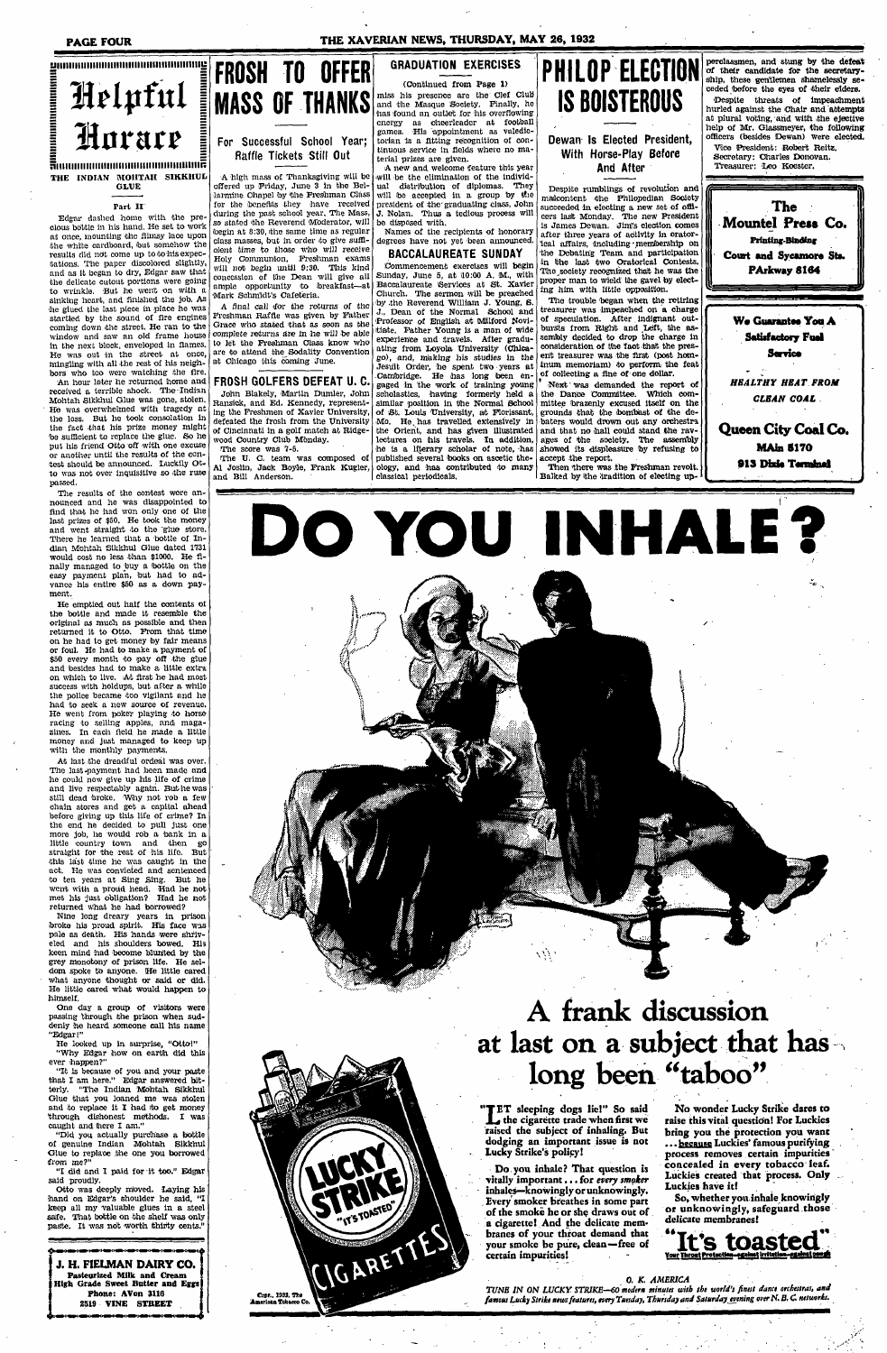# Helpful Horace

**THE INDIAN MOHTAH SIKKHUL GLUE**

**Part II**

Edgar dashed home with the precious bottle in his hand. He set to work at once, mounting the flimsy lace upon the white cardboard, but somehow the results did not come up to his expectations. The paper discolored slightly, and as it began to dry, Edgar saw that the delicate cutout portions were going to wrinkle. But he went on with a sinking heart, and finished the job. As he glued the last piece in place he was startled by the sound of fire engines coming down the street. He ran to the window and saw an old frame house in the next block, enveloped in flames. He was out in the street at once, mingling with all the rest of his neighbors who too were watching the fire.

An hour later he returned home and received a terrible shock. The Indian Mohtah Sikkhul Glue was gone, stolen. He was overwhelmed with tragedy at the loss. But he took consolation in the fact that his prize money might be sufficient to replace the glue. So he put his friend Otto off with one excuse or another until the results of the contest should be announced. Luckily Otto was not over inquisitive so the ruse passed.

The results of the contest were announced and he was disappointed to find that he had won only one of the last prizes of $50. He took the money and went straight to the glue store. There he learned that a bottle of Indian Mohtah Sikkhul Glue dated 1731 would cost no less than $1000. He finally managed to buy a bottle on the easy payment plan, but had to advance his entire $50 as a down payment.

He emptied out half the contents of the bottle and made it resemble the original as much as possible and then returned it to Otto. From that time on he had to get money by fair means or foul. He had to make a payment of $50 every month to pay off the glue and besides had to make a little extra on which to live. At first he had most success with holdups, but after a while the police became too vigilant and he had to seek a new source of revenue. He went from poker playing to horse racing to selling apples, and magazines. In each field he made a little money and just managed to keep up with the monthly payments.

At last the dreadful ordeal was over. The last payment had been made and he could now give up his life of crime and live respectably again. But he was still dead broke. Why not rob a few chain stores and get a capital ahead before giving up this life of crime? In the end he decided to pull just one more job, he would rob a bank in a little country town and then go straight for the rest of his life. But this last time he was caught in the act. He was convicted and sentenced to ten years at Sing Sing. But he went with a proud head. Had he not met his just obligation? Had he not returned what he had borrowed?

Nine long dreary years in prison broke his proud spirit. His face was pale as death. His hands were shriveled and his shoulders bowed. His keen mind had become blunted by the grey monotony of prison life. He seldom spoke to anyone. He little cared what anyone thought or said or did. He little cared what would happen to himself.

One day a group of visitors were passing through the prison when suddenly he heard someone call his name "Edgar!"

He looked up in surprise, "Otto!"

"Why Edgar how on earth did this ever happen?"

"It is because of you and your paste that I am here." Edgar answered bitterly. "The Indian Mohtah Sikkhul Glue that you loaned me was stolen and to replace it I had to get money through dishonest methods. I was caught and here I am."

"Did you actually purchase a bottle of genuine Indian Mohtah Sikkhul Glue to replace the one you borrowed from me?"

"I did and I paid for it too." Edgar said proudly.

Otto was deeply moved. Laying his hand on Edgar's shoulder he said, "I keep all my valuable glues in a steel safe. That bottle on the shelf was only paste. It was not worth thirty cents."

**J. H. FIELMAN DAIRY CO.**
Pasteurized Milk and Cream
High Grade Sweet Butter and Eggs
Phone: AVon 3116
2519 VINE STREET

# FROSH TO OFFER MASS OF THANKS

## For Successful School Year; Raffle Tickets Still Out

A high mass of Thanksgiving will be offered up Friday, June 3 in the Bellarmine Chapel by the Freshman Class for the benefits they have received during the past school year. The Mass, so stated the Reverend Moderator, will begin at 8:30, the same time as regular class masses, but in order to give sufficient time to those who will receive Holy Communion, Freshman exams will not begin until 9:30. This kind concession of the Dean will give all ample opportunity to breakfast—at Mark Schmidt's Cafeteria.

A final call for the returns of the Freshman Raffle was given by Father Grace who stated that as soon as the complete returns are in he will be able to let the Freshman Class know who are to attend the Sodality Convention at Chicago this coming June.

## FROSH GOLFERS DEFEAT U. C.

John Blakely, Martin Dumler, John Ranslck, and Ed. Kennedy, representing the Freshmen of Xavier University, defeated the frosh from the University of Cincinnati in a golf match at Ridgewood Country Club Monday.

The score was 7-5.

The U. C. team was composed of Al Joslin, Jack Boyle, Frank Kugler, and Bill Anderson.

## GRADUATION EXERCISES

(Continued from Page 1)

miss his presence are the Clef Club and the Masque Society. Finally, he has found an outlet for his overflowing energy as cheerleader at football games. His appointment as valedictorian is a fitting recognition of continuous service in fields where no material prizes are given.

A new and welcome feature this year will be the elimination of the individual distribution of diplomas. They will be accepted in a group by the president of the graduating class, John J. Nolan. Thus a tedious process will be disposed with.

Names of the recipients of honorary degrees have not yet been announced.

## BACCALAUREATE SUNDAY

Commencement exercises will begin Sunday, June 5, at 10:00 A. M., with Baccalaureate Services at St. Xavier Church. The sermon will be preached by the Reverend William J. Young, S. J., Dean of the Normal School and Professor of English at Milford Novitiate. Father Young is a man of wide experience and travels. After graduating from Loyola University (Chicago), and, making his studies in the Jesuit Order, he spent two years at Cambridge. He has long been engaged in the work of training young scholastics, having formerly held a similar position in the Normal School of St. Louis University, at Florissant, Mo. He has travelled extensively in the Orient, and has given illustrated lectures on his travels. In addition, he is a literary scholar of note, has published several books on ascetic theology, and has contributed to many classical periodicals.

# PHILOP ELECTION IS BOISTEROUS

## Dewan Is Elected President, With Horse-Play Before And After

Despite rumblings of revolution and malcontent the Philopedian Society succeeded in electing a new set of officers last Monday. The new President is James Dewan. Jim's election comes after three years of activity in oratorical affairs, including membership on the Debating Team and participation in the last two Oratorical Contests. The society recognized that he was the proper man to wield the gavel by electing him with little opposition.

The trouble began when the retiring treasurer was impeached on a charge of speculation. After indignant outbursts from Right and Left, the assembly decided to drop the charge in consideration of the fact that the present treasurer was the first (post hominum memoriam) to perform the feat of collecting a fine of one dollar.

Next was demanded the report of the Dance Committee. Which committee brazenly excused itself on the grounds that the bombast of the debaters would drown out any orchestra and that no hall could stand the ravages of the society. The assembly showed its displeasure by refusing to accept the report.

Then there was the Freshman revolt. Balked by the tradition of electing upperclassmen, and stung by the defeat of their candidate for the secretaryship, these gentlemen shamelessly seceded before the eyes of their elders.

Despite threats of impeachment hurled against the Chair and attempts at plural voting, and with the ejective help of Mr. Glassmeyer, the following officers (besides Dewan) were elected.

Vice President: Robert Reitz.
Secretary: Charles Donovan.
Treasurer: Leo Koester.

**The Mountel Press Co.**
Printing-Binding
Court and Sycamore Sts.
PArkway 8164

**We Guarantee You A Satisfactory Fuel Service**

*HEALTHY HEAT FROM CLEAN COAL*

**Queen City Coal Co.**
MAin 8170
913 Dixie Terminal

# DO YOU INHALE?

## A frank discussion at last on a subject that has long been "taboo"

"LET sleeping dogs lie!" So said the cigarette trade when first we raised the subject of inhaling. But dodging an important issue is not Lucky Strike's policy!

Do you inhale? That question is vitally important... for *every smoker* inhales—knowingly or unknowingly. Every smoker breathes in some part of the smoke he or she draws out of a cigarette! And the delicate membranes of your throat demand that your smoke be pure, clean—free of certain impurities!

No wonder Lucky Strike dares to raise this vital question! For Luckies bring you the protection you want ... because Luckies' famous purifying process removes certain impurities concealed in every tobacco leaf. Luckies created that process. Only Luckies have it!

So, whether you inhale knowingly or unknowingly, safeguard those delicate membranes!

**"It's toasted"**
Your Throat Protection—against irritation—against cough

LUCKY STRIKE "IT'S TOASTED" CIGARETTES

Copr., 1932, The American Tobacco Co.

O. K. AMERICA

*TUNE IN ON LUCKY STRIKE—60 modern minutes with the world's finest dance orchestras, and famous Lucky Strike news features, every Tuesday, Thursday and Saturday evening over N. B. C. networks.*